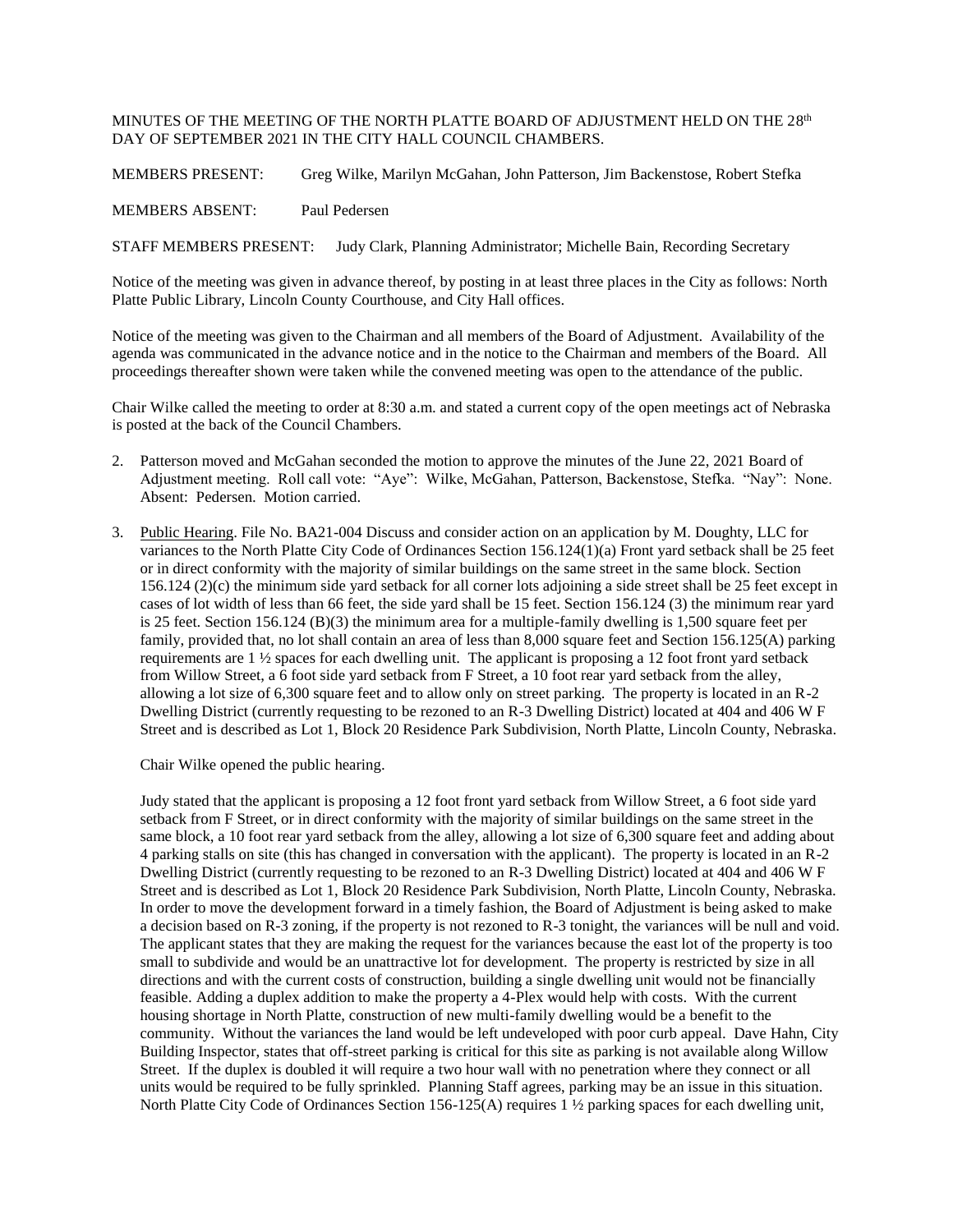MINUTES OF THE MEETING OF THE NORTH PLATTE BOARD OF ADJUSTMENT HELD ON THE 28th DAY OF SEPTEMBER 2021 IN THE CITY HALL COUNCIL CHAMBERS.

MEMBERS PRESENT: Greg Wilke, Marilyn McGahan, John Patterson, Jim Backenstose, Robert Stefka

MEMBERS ABSENT: Paul Pedersen

STAFF MEMBERS PRESENT: Judy Clark, Planning Administrator; Michelle Bain, Recording Secretary

Notice of the meeting was given in advance thereof, by posting in at least three places in the City as follows: North Platte Public Library, Lincoln County Courthouse, and City Hall offices.

Notice of the meeting was given to the Chairman and all members of the Board of Adjustment. Availability of the agenda was communicated in the advance notice and in the notice to the Chairman and members of the Board. All proceedings thereafter shown were taken while the convened meeting was open to the attendance of the public.

Chair Wilke called the meeting to order at 8:30 a.m. and stated a current copy of the open meetings act of Nebraska is posted at the back of the Council Chambers.

2. Patterson moved and McGahan seconded the motion to approve the minutes of the June 22, 2021 Board of Adjustment meeting. Roll call vote: "Aye": Wilke, McGahan, Patterson, Backenstose, Stefka. "Nay": None. Absent: Pedersen. Motion carried.

3. Public Hearing. File No. BA21-004 Discuss and consider action on an application by M. Doughty, LLC for variances to the North Platte City Code of Ordinances Section 156.124(1)(a) Front yard setback shall be 25 feet or in direct conformity with the majority of similar buildings on the same street in the same block. Section 156.124 (2)(c) the minimum side yard setback for all corner lots adjoining a side street shall be 25 feet except in cases of lot width of less than 66 feet, the side yard shall be 15 feet. Section 156.124 (3) the minimum rear yard is 25 feet. Section 156.124 (B)(3) the minimum area for a multiple-family dwelling is 1,500 square feet per family, provided that, no lot shall contain an area of less than 8,000 square feet and Section 156.125(A) parking requirements are 1 ½ spaces for each dwelling unit. The applicant is proposing a 12 foot front yard setback from Willow Street, a 6 foot side yard setback from F Street, a 10 foot rear yard setback from the alley, allowing a lot size of 6,300 square feet and to allow only on street parking. The property is located in an R-2 Dwelling District (currently requesting to be rezoned to an R-3 Dwelling District) located at 404 and 406 W F Street and is described as Lot 1, Block 20 Residence Park Subdivision, North Platte, Lincoln County, Nebraska.

   Chair Wilke opened the public hearing.

   Judy stated that the applicant is proposing a 12 foot front yard setback from Willow Street, a 6 foot side yard setback from F Street, or in direct conformity with the majority of similar buildings on the same street in the same block, a 10 foot rear yard setback from the alley, allowing a lot size of 6,300 square feet and adding about 4 parking stalls on site (this has changed in conversation with the applicant). The property is located in an R-2 Dwelling District (currently requesting to be rezoned to an R-3 Dwelling District) located at 404 and 406 W F Street and is described as Lot 1, Block 20 Residence Park Subdivision, North Platte, Lincoln County, Nebraska. In order to move the development forward in a timely fashion, the Board of Adjustment is being asked to make a decision based on R-3 zoning, if the property is not rezoned to R-3 tonight, the variances will be null and void. The applicant states that they are making the request for the variances because the east lot of the property is too small to subdivide and would be an unattractive lot for development. The property is restricted by size in all directions and with the current costs of construction, building a single dwelling unit would not be financially feasible. Adding a duplex addition to make the property a 4-Plex would help with costs. With the current housing shortage in North Platte, construction of new multi-family dwelling would be a benefit to the community. Without the variances the land would be left undeveloped with poor curb appeal. Dave Hahn, City Building Inspector, states that off-street parking is critical for this site as parking is not available along Willow Street. If the duplex is doubled it will require a two hour wall with no penetration where they connect or all units would be required to be fully sprinkled. Planning Staff agrees, parking may be an issue in this situation. North Platte City Code of Ordinances Section 156-125(A) requires 1 ½ parking spaces for each dwelling unit,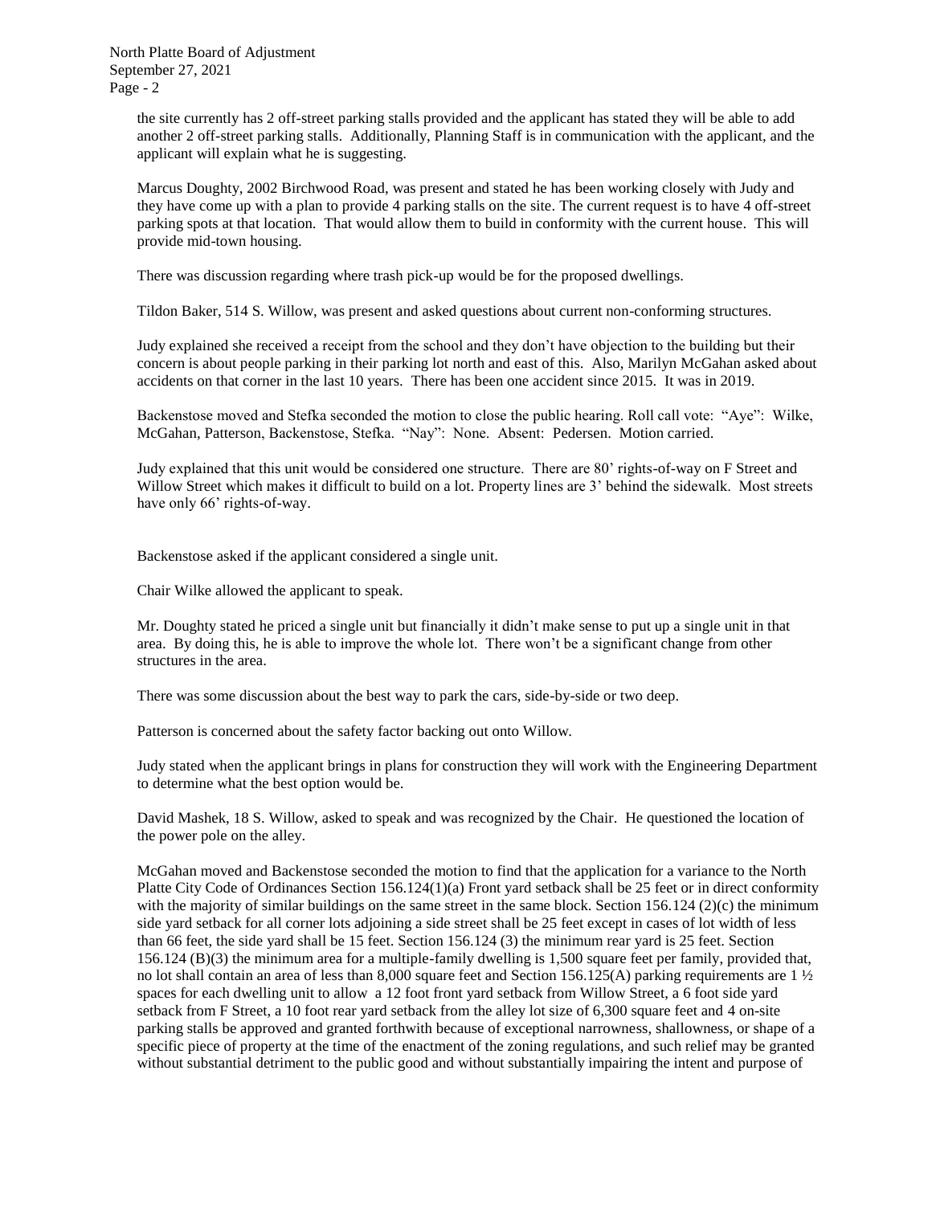the site currently has 2 off-street parking stalls provided and the applicant has stated they will be able to add another 2 off-street parking stalls. Additionally, Planning Staff is in communication with the applicant, and the applicant will explain what he is suggesting.

Marcus Doughty, 2002 Birchwood Road, was present and stated he has been working closely with Judy and they have come up with a plan to provide 4 parking stalls on the site. The current request is to have 4 off-street parking spots at that location. That would allow them to build in conformity with the current house. This will provide mid-town housing.

There was discussion regarding where trash pick-up would be for the proposed dwellings.

Tildon Baker, 514 S. Willow, was present and asked questions about current non-conforming structures.

Judy explained she received a receipt from the school and they don't have objection to the building but their concern is about people parking in their parking lot north and east of this. Also, Marilyn McGahan asked about accidents on that corner in the last 10 years. There has been one accident since 2015. It was in 2019.

Backenstose moved and Stefka seconded the motion to close the public hearing. Roll call vote: "Aye": Wilke, McGahan, Patterson, Backenstose, Stefka. "Nay": None. Absent: Pedersen. Motion carried.

Judy explained that this unit would be considered one structure. There are 80' rights-of-way on F Street and Willow Street which makes it difficult to build on a lot. Property lines are 3' behind the sidewalk. Most streets have only 66' rights-of-way.

Backenstose asked if the applicant considered a single unit.

Chair Wilke allowed the applicant to speak.

Mr. Doughty stated he priced a single unit but financially it didn't make sense to put up a single unit in that area. By doing this, he is able to improve the whole lot. There won't be a significant change from other structures in the area.

There was some discussion about the best way to park the cars, side-by-side or two deep.

Patterson is concerned about the safety factor backing out onto Willow.

Judy stated when the applicant brings in plans for construction they will work with the Engineering Department to determine what the best option would be.

David Mashek, 18 S. Willow, asked to speak and was recognized by the Chair. He questioned the location of the power pole on the alley.

McGahan moved and Backenstose seconded the motion to find that the application for a variance to the North Platte City Code of Ordinances Section 156.124(1)(a) Front yard setback shall be 25 feet or in direct conformity with the majority of similar buildings on the same street in the same block. Section 156.124 (2)(c) the minimum side yard setback for all corner lots adjoining a side street shall be 25 feet except in cases of lot width of less than 66 feet, the side yard shall be 15 feet. Section 156.124 (3) the minimum rear yard is 25 feet. Section 156.124 (B)(3) the minimum area for a multiple-family dwelling is 1,500 square feet per family, provided that, no lot shall contain an area of less than 8,000 square feet and Section 156.125(A) parking requirements are 1 ½ spaces for each dwelling unit to allow a 12 foot front yard setback from Willow Street, a 6 foot side yard setback from F Street, a 10 foot rear yard setback from the alley lot size of 6,300 square feet and 4 on-site parking stalls be approved and granted forthwith because of exceptional narrowness, shallowness, or shape of a specific piece of property at the time of the enactment of the zoning regulations, and such relief may be granted without substantial detriment to the public good and without substantially impairing the intent and purpose of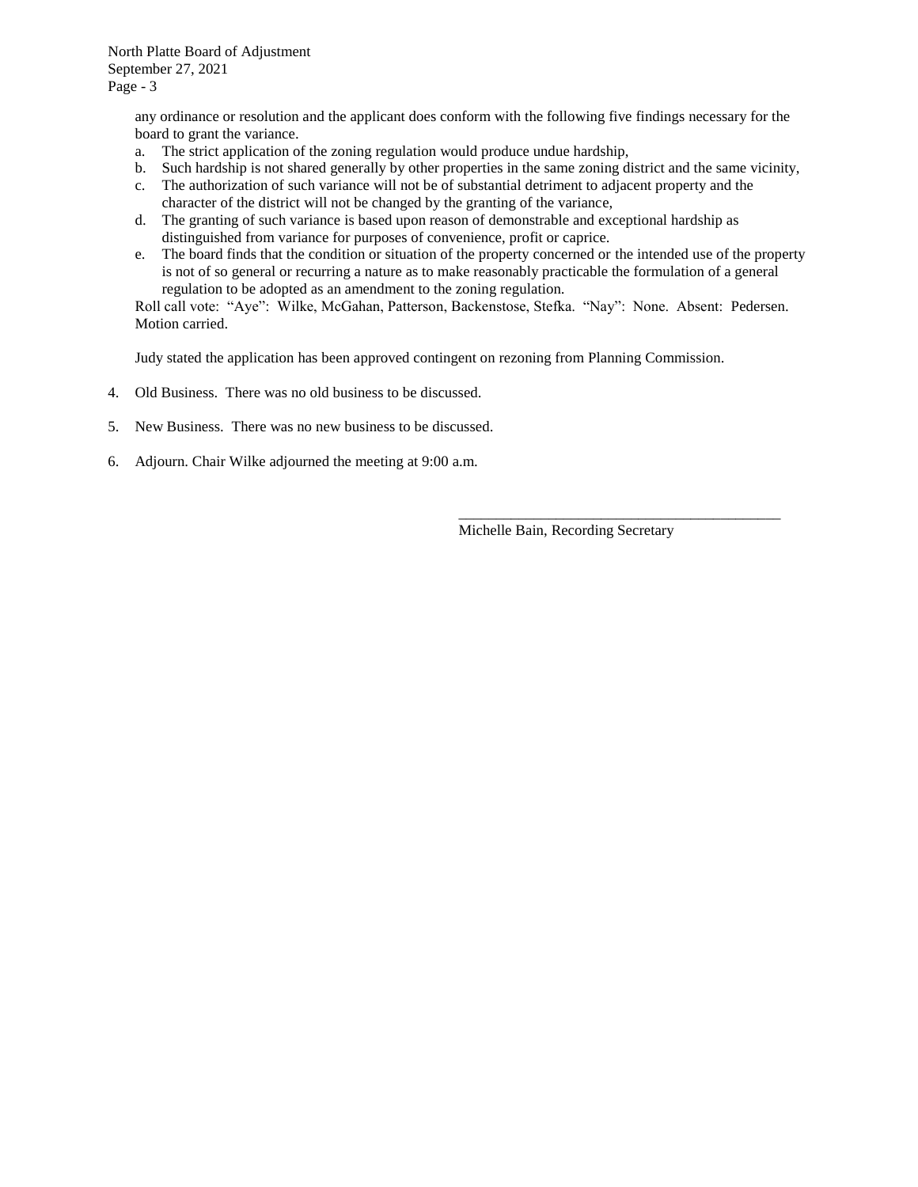any ordinance or resolution and the applicant does conform with the following five findings necessary for the board to grant the variance.

a. The strict application of the zoning regulation would produce undue hardship,
b. Such hardship is not shared generally by other properties in the same zoning district and the same vicinity,
c. The authorization of such variance will not be of substantial detriment to adjacent property and the character of the district will not be changed by the granting of the variance,
d. The granting of such variance is based upon reason of demonstrable and exceptional hardship as distinguished from variance for purposes of convenience, profit or caprice.
e. The board finds that the condition or situation of the property concerned or the intended use of the property is not of so general or recurring a nature as to make reasonably practicable the formulation of a general regulation to be adopted as an amendment to the zoning regulation.

Roll call vote: "Aye": Wilke, McGahan, Patterson, Backenstose, Stefka. "Nay": None. Absent: Pedersen. Motion carried.

Judy stated the application has been approved contingent on rezoning from Planning Commission.

4. Old Business. There was no old business to be discussed.

5. New Business. There was no new business to be discussed.

6. Adjourn. Chair Wilke adjourned the meeting at 9:00 a.m.

\_\_\_\_\_\_\_\_\_\_\_\_\_\_\_\_\_\_\_\_\_\_\_\_\_\_\_\_\_\_\_\_\_\_\_\_\_\_\_\_\_\_\_\_

Michelle Bain, Recording Secretary